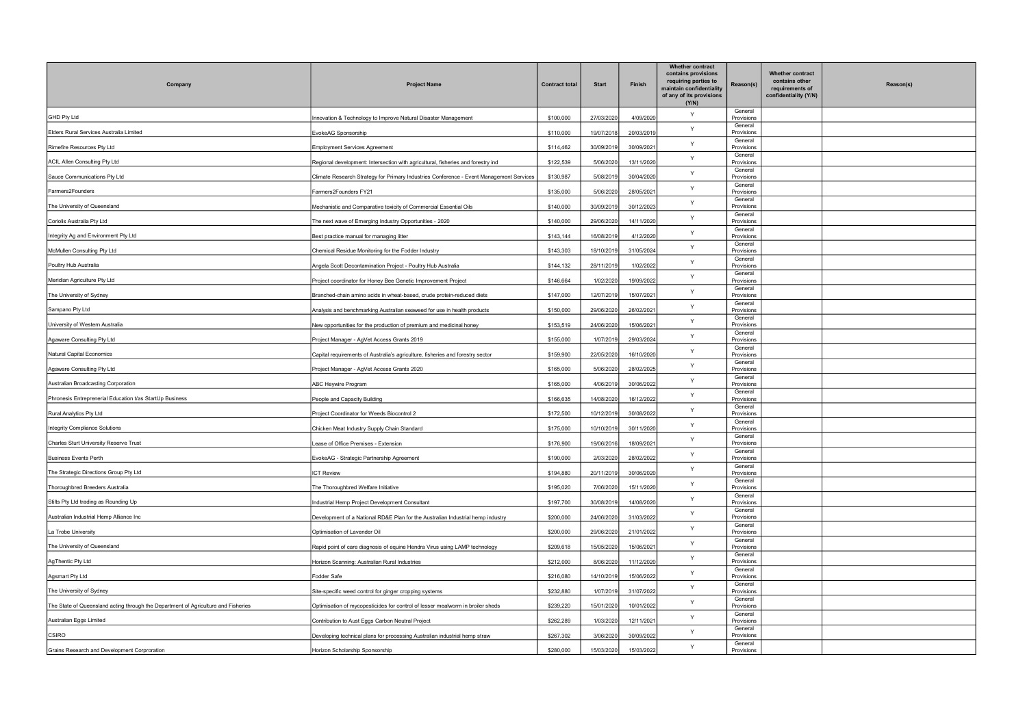| Company | Project Name | Contract total | Start | Finish | Whether contract contains provisions requiring parties to maintain confidentiality of any of its provisions (Y/N) | Reason(s) | Whether contract contains other requirements of confidentiality (Y/N) | Reason(s) |
|---|---|---|---|---|---|---|---|---|
| GHD Pty Ltd | Innovation & Technology to Improve Natural Disaster Management | $100,000 | 27/03/2020 | 4/09/2020 | Y | General Provisions | | |
| Elders Rural Services Australia Limited | EvokeAG Sponsorship | $110,000 | 19/07/2018 | 20/03/2019 | Y | General Provisions | | |
| Rimefire Resources Pty Ltd | Employment Services Agreement | $114,462 | 30/09/2019 | 30/09/2021 | Y | General Provisions | | |
| ACIL Allen Consulting Pty Ltd | Regional development: Intersection with agricultural, fisheries and forestry ind | $122,539 | 5/06/2020 | 13/11/2020 | Y | General Provisions | | |
| Sauce Communications Pty Ltd | Climate Research Strategy for Primary Industries Conference - Event Management Services | $130,987 | 5/08/2019 | 30/04/2020 | Y | General Provisions | | |
| Farmers2Founders | Farmers2Founders FY21 | $135,000 | 5/06/2020 | 28/05/2021 | Y | General Provisions | | |
| The University of Queensland | Mechanistic and Comparative toxicity of Commercial Essential Oils | $140,000 | 30/09/2019 | 30/12/2023 | Y | General Provisions | | |
| Coriolis Australia Pty Ltd | The next wave of Emerging Industry Opportunities - 2020 | $140,000 | 29/06/2020 | 14/11/2020 | Y | General Provisions | | |
| Integrity Ag and Environment Pty Ltd | Best practice manual for managing litter | $143,144 | 16/08/2019 | 4/12/2020 | Y | General Provisions | | |
| McMullen Consulting Pty Ltd | Chemical Residue Monitoring for the Fodder Industry | $143,303 | 18/10/2019 | 31/05/2024 | Y | General Provisions | | |
| Poultry Hub Australia | Angela Scott Decontamination Project - Poultry Hub Australia | $144,132 | 28/11/2019 | 1/02/2022 | Y | General Provisions | | |
| Meridian Agriculture Pty Ltd | Project coordinator for Honey Bee Genetic Improvement Project | $146,664 | 1/02/2020 | 19/09/2022 | Y | General Provisions | | |
| The University of Sydney | Branched-chain amino acids in wheat-based, crude protein-reduced diets | $147,000 | 12/07/2019 | 15/07/2021 | Y | General Provisions | | |
| Sampano Pty Ltd | Analysis and benchmarking Australian seaweed for use in health products | $150,000 | 29/06/2020 | 26/02/2021 | Y | General Provisions | | |
| University of Western Australia | New opportunities for the production of premium and medicinal honey | $153,519 | 24/06/2020 | 15/06/2021 | Y | General Provisions | | |
| Agaware Consulting Pty Ltd | Project Manager - AgVet Access Grants 2019 | $155,000 | 1/07/2019 | 29/03/2024 | Y | General Provisions | | |
| Natural Capital Economics | Capital requirements of Australia's agriculture, fisheries and forestry sector | $159,900 | 22/05/2020 | 16/10/2020 | Y | General Provisions | | |
| Agaware Consulting Pty Ltd | Project Manager - AgVet Access Grants 2020 | $165,000 | 5/06/2020 | 28/02/2025 | Y | General Provisions | | |
| Australian Broadcasting Corporation | ABC Heywire Program | $165,000 | 4/06/2019 | 30/06/2022 | Y | General Provisions | | |
| Phronesis Entrepreneurial Education t/as StartUp Business | People and Capacity Building | $166,635 | 14/08/2020 | 16/12/2022 | Y | General Provisions | | |
| Rural Analytics Pty Ltd | Project Coordinator for Weeds Biocontrol 2 | $172,500 | 10/12/2019 | 30/08/2022 | Y | General Provisions | | |
| Integrity Compliance Solutions | Chicken Meat Industry Supply Chain Standard | $175,000 | 10/10/2019 | 30/11/2020 | Y | General Provisions | | |
| Charles Sturt University Reserve Trust | Lease of Office Premises - Extension | $176,900 | 19/06/2016 | 18/09/2021 | Y | General Provisions | | |
| Business Events Perth | EvokeAG - Strategic Partnership Agreement | $190,000 | 2/03/2020 | 28/02/2022 | Y | General Provisions | | |
| The Strategic Directions Group Pty Ltd | ICT Review | $194,880 | 20/11/2019 | 30/06/2020 | Y | General Provisions | | |
| Thoroughbred Breeders Australia | The Thoroughbred Welfare Initiative | $195,020 | 7/06/2020 | 15/11/2020 | Y | General Provisions | | |
| Stilts Pty Ltd trading as Rounding Up | Industrial Hemp Project Development Consultant | $197,700 | 30/08/2019 | 14/08/2020 | Y | General Provisions | | |
| Australian Industrial Hemp Alliance Inc | Development of a National RD&E Plan for the Australian Industrial hemp industry | $200,000 | 24/06/2020 | 31/03/2022 | Y | General Provisions | | |
| La Trobe University | Optimisation of Lavender Oil | $200,000 | 29/06/2020 | 21/01/2022 | Y | General Provisions | | |
| The University of Queensland | Rapid point of care diagnosis of equine Hendra Virus using LAMP technology | $209,618 | 15/05/2020 | 15/06/2021 | Y | General Provisions | | |
| AgThentic Pty Ltd | Horizon Scanning: Australian Rural Industries | $212,000 | 8/06/2020 | 11/12/2020 | Y | General Provisions | | |
| Agsmart Pty Ltd | Fodder Safe | $216,080 | 14/10/2019 | 15/06/2022 | Y | General Provisions | | |
| The University of Sydney | Site-specific weed control for ginger cropping systems | $232,880 | 1/07/2019 | 31/07/2022 | Y | General Provisions | | |
| The State of Queensland acting through the Department of Agriculture and Fisheries | Optimisation of mycopesticides for control of lesser mealworm in broiler sheds | $239,220 | 15/01/2020 | 10/01/2022 | Y | General Provisions | | |
| Australian Eggs Limited | Contribution to Aust Eggs Carbon Neutral Project | $262,289 | 1/03/2020 | 12/11/2021 | Y | General Provisions | | |
| CSIRO | Developing technical plans for processing Australian industrial hemp straw | $267,302 | 3/06/2020 | 30/09/2022 | Y | General Provisions | | |
| Grains Research and Development Corproration | Horizon Scholarship Sponsorship | $280,000 | 15/03/2020 | 15/03/2022 | Y | General Provisions | | |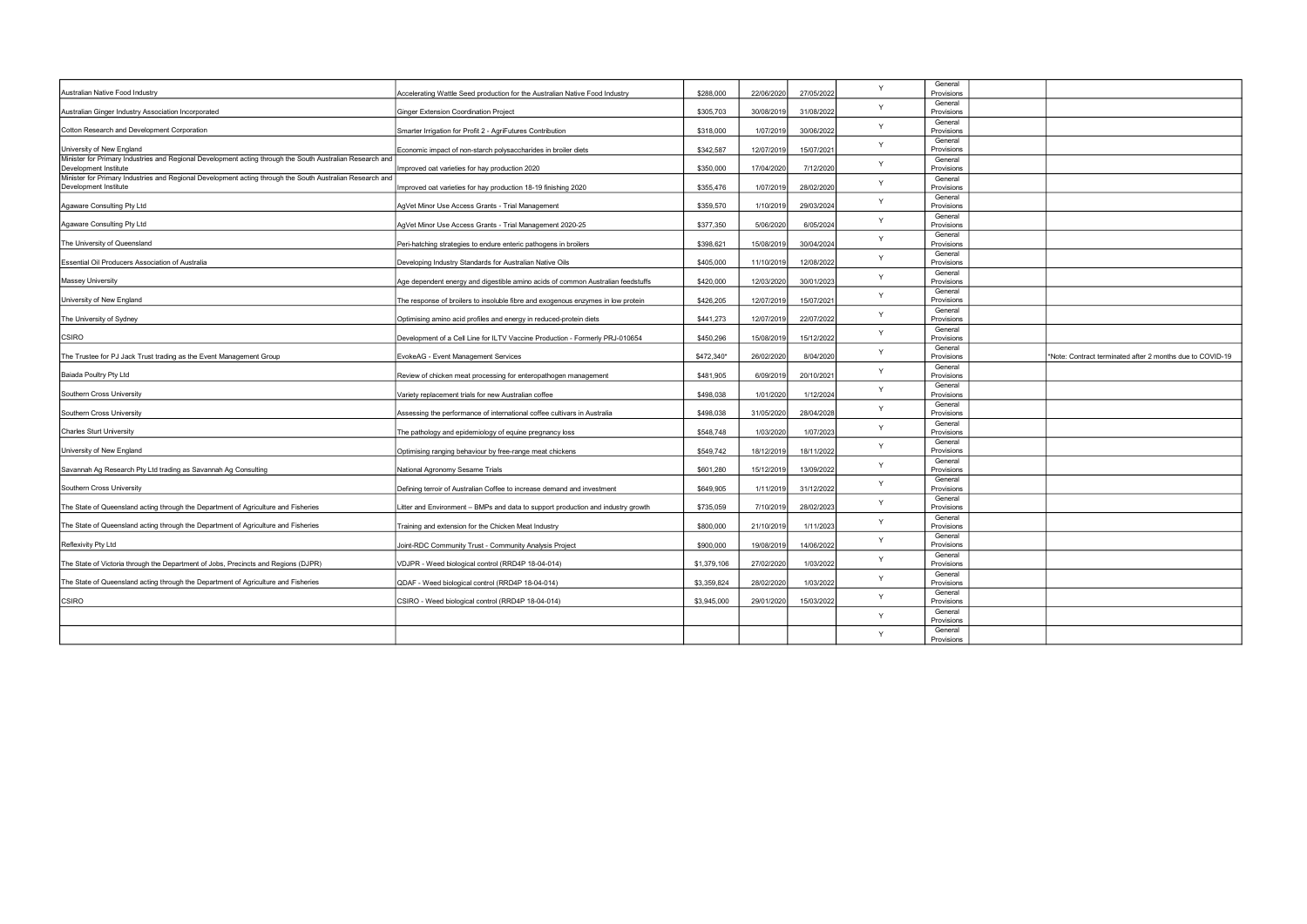| | | | | | | | | |
|---|---|---|---|---|---|---|---|---|
| Australian Native Food Industry | Accelerating Wattle Seed production for the Australian Native Food Industry | $288,000 | 22/06/2020 | 27/05/2022 | Y | General Provisions | | |
| Australian Ginger Industry Association Incorporated | Ginger Extension Coordination Project | $305,703 | 30/08/2019 | 31/08/2022 | Y | General Provisions | | |
| Cotton Research and Development Corporation | Smarter Irrigation for Profit 2 - AgriFutures Contribution | $318,000 | 1/07/2019 | 30/06/2022 | Y | General Provisions | | |
| University of New England | Economic impact of non-starch polysaccharides in broiler diets | $342,587 | 12/07/2019 | 15/07/2021 | Y | General Provisions | | |
| Minister for Primary Industries and Regional Development acting through the South Australian Research and Development Institute | Improved oat varieties for hay production 2020 | $350,000 | 17/04/2020 | 7/12/2020 | Y | General Provisions | | |
| Minister for Primary Industries and Regional Development acting through the South Australian Research and Development Institute | Improved oat varieties for hay production 18-19 finishing 2020 | $355,476 | 1/07/2019 | 28/02/2020 | Y | General Provisions | | |
| Agaware Consulting Pty Ltd | AgVet Minor Use Access Grants - Trial Management | $359,570 | 1/10/2019 | 29/03/2024 | Y | General Provisions | | |
| Agaware Consulting Pty Ltd | AgVet Minor Use Access Grants - Trial Management 2020-25 | $377,350 | 5/06/2020 | 6/05/2024 | Y | General Provisions | | |
| The University of Queensland | Peri-hatching strategies to endure enteric pathogens in broilers | $398,621 | 15/08/2019 | 30/04/2024 | Y | General Provisions | | |
| Essential Oil Producers Association of Australia | Developing Industry Standards for Australian Native Oils | $405,000 | 11/10/2019 | 12/08/2022 | Y | General Provisions | | |
| Massey University | Age dependent energy and digestible amino acids of common Australian feedstuffs | $420,000 | 12/03/2020 | 30/01/2023 | Y | General Provisions | | |
| University of New England | The response of broilers to insoluble fibre and exogenous enzymes in low protein | $426,205 | 12/07/2019 | 15/07/2021 | Y | General Provisions | | |
| The University of Sydney | Optimising amino acid profiles and energy in reduced-protein diets | $441,273 | 12/07/2019 | 22/07/2022 | Y | General Provisions | | |
| CSIRO | Development of a Cell Line for ILTV Vaccine Production - Formerly PRJ-010654 | $450,296 | 15/08/2019 | 15/12/2022 | Y | General Provisions | | |
| The Trustee for PJ Jack Trust trading as the Event Management Group | EvokeAG - Event Management Services | $472,340* | 26/02/2020 | 8/04/2020 | Y | General Provisions | | *Note: Contract terminated after 2 months due to COVID-19 |
| Baiada Poultry Pty Ltd | Review of chicken meat processing for enteropathogen management | $481,905 | 6/09/2019 | 20/10/2021 | Y | General Provisions | | |
| Southern Cross University | Variety replacement trials for new Australian coffee | $498,038 | 1/01/2020 | 1/12/2024 | Y | General Provisions | | |
| Southern Cross University | Assessing the performance of international coffee cultivars in Australia | $498,038 | 31/05/2020 | 28/04/2028 | Y | General Provisions | | |
| Charles Sturt University | The pathology and epidemiology of equine pregnancy loss | $548,748 | 1/03/2020 | 1/07/2023 | Y | General Provisions | | |
| University of New England | Optimising ranging behaviour by free-range meat chickens | $549,742 | 18/12/2019 | 18/11/2022 | Y | General Provisions | | |
| Savannah Ag Research Pty Ltd trading as Savannah Ag Consulting | National Agronomy Sesame Trials | $601,280 | 15/12/2019 | 13/09/2022 | Y | General Provisions | | |
| Southern Cross University | Defining terroir of Australian Coffee to increase demand and investment | $649,905 | 1/11/2019 | 31/12/2022 | Y | General Provisions | | |
| The State of Queensland acting through the Department of Agriculture and Fisheries | Litter and Environment – BMPs and data to support production and industry growth | $735,059 | 7/10/2019 | 28/02/2023 | Y | General Provisions | | |
| The State of Queensland acting through the Department of Agriculture and Fisheries | Training and extension for the Chicken Meat Industry | $800,000 | 21/10/2019 | 1/11/2023 | Y | General Provisions | | |
| Reflexivity Pty Ltd | Joint-RDC Community Trust - Community Analysis Project | $900,000 | 19/08/2019 | 14/06/2022 | Y | General Provisions | | |
| The State of Victoria through the Department of Jobs, Precincts and Regions (DJPR) | VDJPR - Weed biological control (RRD4P 18-04-014) | $1,379,106 | 27/02/2020 | 1/03/2022 | Y | General Provisions | | |
| The State of Queensland acting through the Department of Agriculture and Fisheries | QDAF - Weed biological control (RRD4P 18-04-014) | $3,359,824 | 28/02/2020 | 1/03/2022 | Y | General Provisions | | |
| CSIRO | CSIRO - Weed biological control (RRD4P 18-04-014) | $3,945,000 | 29/01/2020 | 15/03/2022 | Y | General Provisions | | |
| | | | | | Y | General Provisions | | |
| | | | | | Y | General Provisions | | |